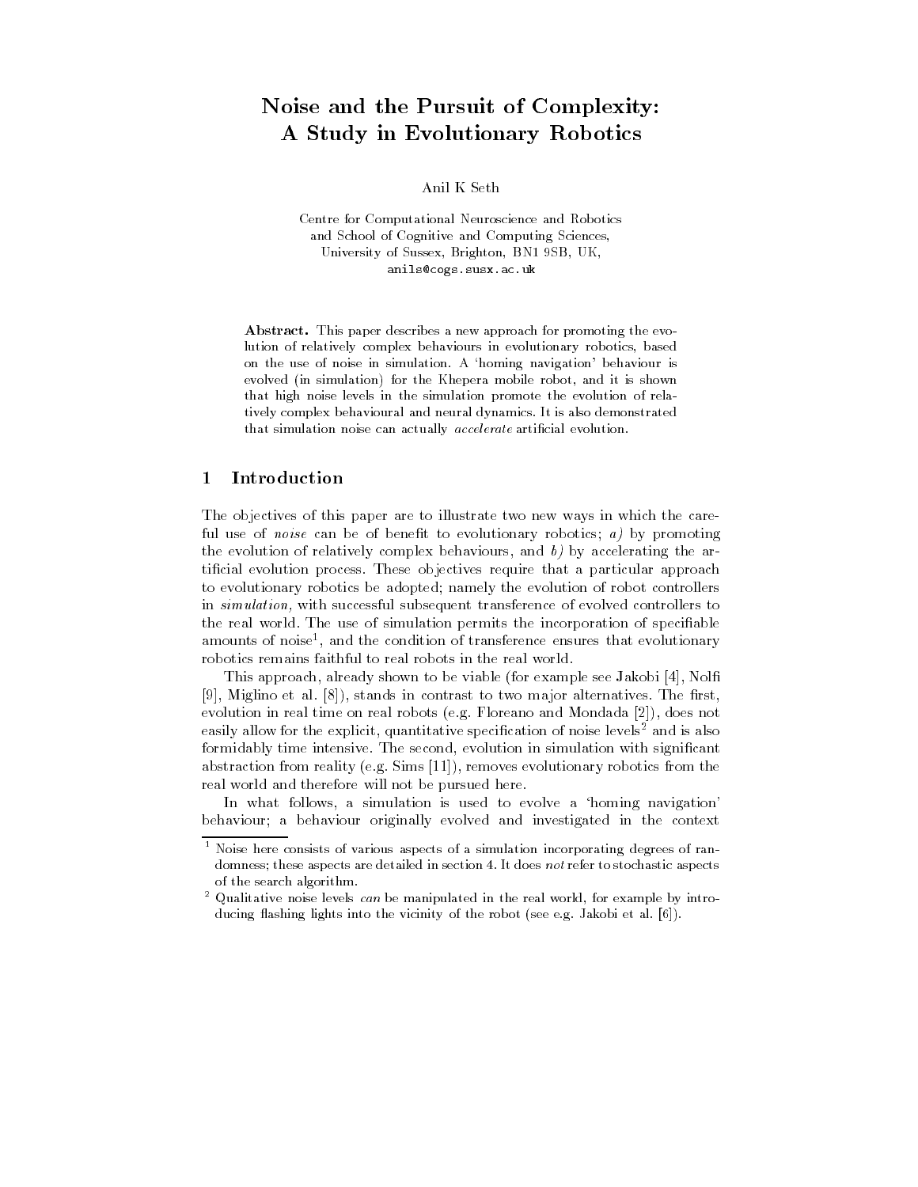# Noise and the Pursuit of Complexity: A Study in Evolutionary Robotics

Anil K Seth

Centre for Computational Neuroscience and Robotics
and School of Cognitive and Computing Sciences,
University of Sussex, Brighton, BN1 9SB, UK,
anils@cogs.susx.ac.uk

**Abstract.** This paper describes a new approach for promoting the evolution of relatively complex behaviours in evolutionary robotics, based on the use of noise in simulation. A 'homing navigation' behaviour is evolved (in simulation) for the Khepera mobile robot, and it is shown that high noise levels in the simulation promote the evolution of relatively complex behavioural and neural dynamics. It is also demonstrated that simulation noise can actually *accelerate* artificial evolution.

## 1 Introduction

The objectives of this paper are to illustrate two new ways in which the careful use of *noise* can be of benefit to evolutionary robotics; *a)* by promoting the evolution of relatively complex behaviours, and *b)* by accelerating the artificial evolution process. These objectives require that a particular approach to evolutionary robotics be adopted; namely the evolution of robot controllers in *simulation,* with successful subsequent transference of evolved controllers to the real world. The use of simulation permits the incorporation of specifiable amounts of noise[1], and the condition of transference ensures that evolutionary robotics remains faithful to real robots in the real world.

This approach, already shown to be viable (for example see Jakobi [4], Nolfi [9], Miglino et al. [8]), stands in contrast to two major alternatives. The first, evolution in real time on real robots (e.g. Floreano and Mondada [2]), does not easily allow for the explicit, quantitative specification of noise levels[2] and is also formidably time intensive. The second, evolution in simulation with significant abstraction from reality (e.g. Sims [11]), removes evolutionary robotics from the real world and therefore will not be pursued here.

In what follows, a simulation is used to evolve a 'homing navigation' behaviour; a behaviour originally evolved and investigated in the context

[1] Noise here consists of various aspects of a simulation incorporating degrees of randomness; these aspects are detailed in section 4. It does *not* refer to stochastic aspects of the search algorithm.

[2] Qualitative noise levels *can* be manipulated in the real world, for example by introducing flashing lights into the vicinity of the robot (see e.g. Jakobi et al. [6]).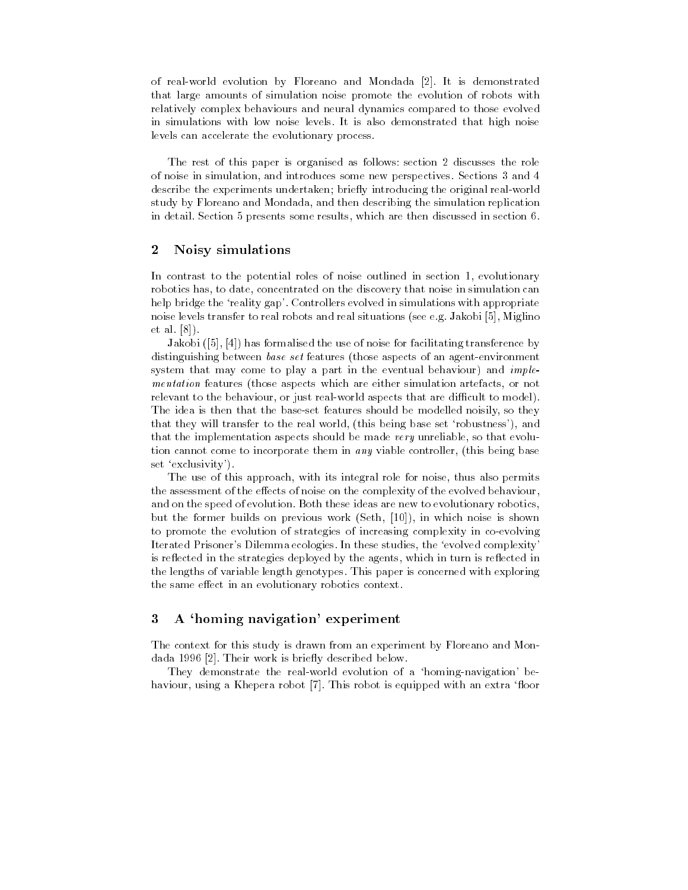of real-world evolution by Floreano and Mondada [2]. It is demonstrated that large amounts of simulation noise promote the evolution of robots with relatively complex behaviours and neural dynamics compared to those evolved in simulations with low noise levels. It is also demonstrated that high noise levels can accelerate the evolutionary process.

The rest of this paper is organised as follows: section 2 discusses the role of noise in simulation, and introduces some new perspectives. Sections 3 and 4 describe the experiments undertaken; briefly introducing the original real-world study by Floreano and Mondada, and then describing the simulation replication in detail. Section 5 presents some results, which are then discussed in section 6.

## 2 Noisy simulations

In contrast to the potential roles of noise outlined in section 1, evolutionary robotics has, to date, concentrated on the discovery that noise in simulation can help bridge the 'reality gap'. Controllers evolved in simulations with appropriate noise levels transfer to real robots and real situations (see e.g. Jakobi [5], Miglino et al. [8]).

Jakobi ([5], [4]) has formalised the use of noise for facilitating transference by distinguishing between *base set* features (those aspects of an agent-environment system that may come to play a part in the eventual behaviour) and *implementation* features (those aspects which are either simulation artefacts, or not relevant to the behaviour, or just real-world aspects that are difficult to model). The idea is then that the base-set features should be modelled noisily, so they that they will transfer to the real world, (this being base set 'robustness'), and that the implementation aspects should be made *very* unreliable, so that evolution cannot come to incorporate them in *any* viable controller, (this being base set 'exclusivity').

The use of this approach, with its integral role for noise, thus also permits the assessment of the effects of noise on the complexity of the evolved behaviour, and on the speed of evolution. Both these ideas are new to evolutionary robotics, but the former builds on previous work (Seth, [10]), in which noise is shown to promote the evolution of strategies of increasing complexity in co-evolving Iterated Prisoner's Dilemma ecologies. In these studies, the 'evolved complexity' is reflected in the strategies deployed by the agents, which in turn is reflected in the lengths of variable length genotypes. This paper is concerned with exploring the same effect in an evolutionary robotics context.

## 3 A 'homing navigation' experiment

The context for this study is drawn from an experiment by Floreano and Mondada 1996 [2]. Their work is briefly described below.

They demonstrate the real-world evolution of a 'homing-navigation' behaviour, using a Khepera robot [7]. This robot is equipped with an extra 'floor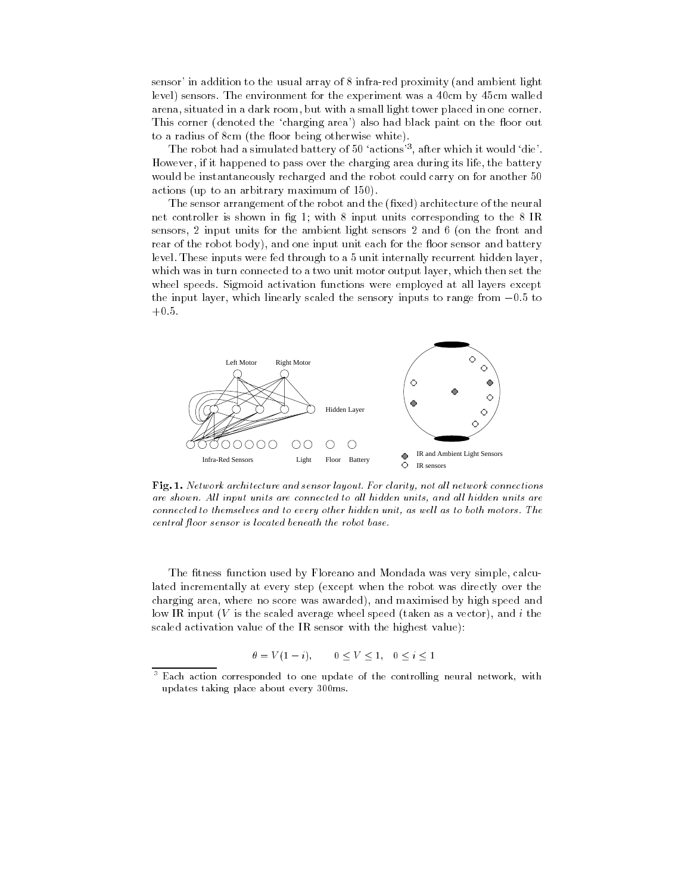sensor' in addition to the usual array of 8 infra-red proximity (and ambient light level) sensors. The environment for the experiment was a 40cm by 45cm walled arena, situated in a dark room, but with a small light tower placed in one corner. This corner (denoted the 'charging area') also had black paint on the floor out to a radius of 8cm (the floor being otherwise white).

The robot had a simulated battery of 50 'actions'[3], after which it would 'die'. However, if it happened to pass over the charging area during its life, the battery would be instantaneously recharged and the robot could carry on for another 50 actions (up to an arbitrary maximum of 150).

The sensor arrangement of the robot and the (fixed) architecture of the neural net controller is shown in fig 1; with 8 input units corresponding to the 8 IR sensors, 2 input units for the ambient light sensors 2 and 6 (on the front and rear of the robot body), and one input unit each for the floor sensor and battery level. These inputs were fed through to a 5 unit internally recurrent hidden layer, which was in turn connected to a two unit motor output layer, which then set the wheel speeds. Sigmoid activation functions were employed at all layers except the input layer, which linearly scaled the sensory inputs to range from $-0.5$ to $+0.5$.

**Fig. 1.** *Network architecture and sensor layout. For clarity, not all network connections are shown. All input units are connected to all hidden units, and all hidden units are connected to themselves and to every other hidden unit, as well as to both motors. The central floor sensor is located beneath the robot base.*

The fitness function used by Floreano and Mondada was very simple, calculated incrementally at every step (except when the robot was directly over the charging area, where no score was awarded), and maximised by high speed and low IR input ($V$ is the scaled average wheel speed (taken as a vector), and $i$ the scaled activation value of the IR sensor with the highest value):

$$\theta = V(1 - i), \qquad 0 \leq V \leq 1, \quad 0 \leq i \leq 1$$

[3] Each action corresponded to one update of the controlling neural network, with updates taking place about every 300ms.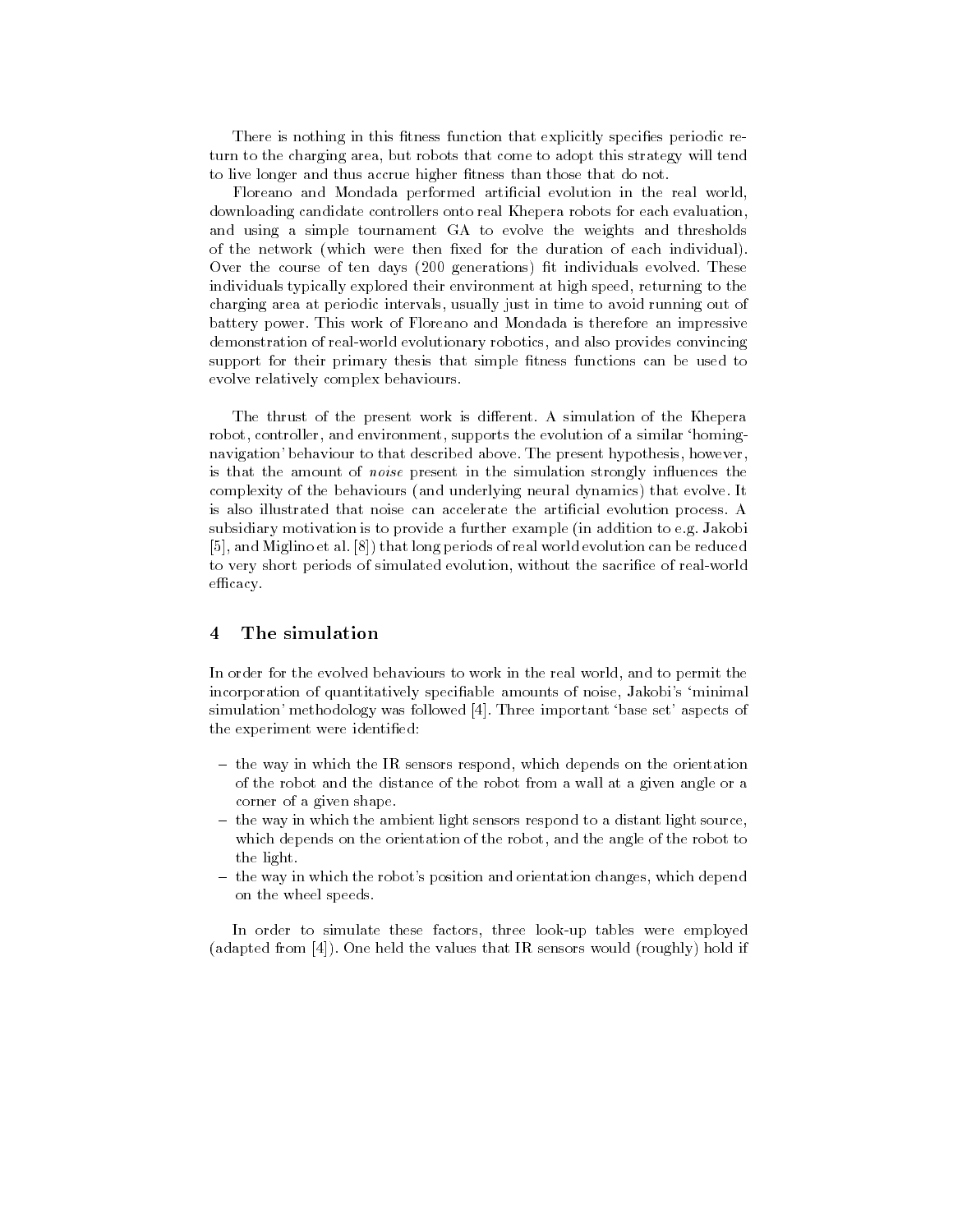There is nothing in this fitness function that explicitly specifies periodic return to the charging area, but robots that come to adopt this strategy will tend to live longer and thus accrue higher fitness than those that do not.

Floreano and Mondada performed artificial evolution in the real world, downloading candidate controllers onto real Khepera robots for each evaluation, and using a simple tournament GA to evolve the weights and thresholds of the network (which were then fixed for the duration of each individual). Over the course of ten days (200 generations) fit individuals evolved. These individuals typically explored their environment at high speed, returning to the charging area at periodic intervals, usually just in time to avoid running out of battery power. This work of Floreano and Mondada is therefore an impressive demonstration of real-world evolutionary robotics, and also provides convincing support for their primary thesis that simple fitness functions can be used to evolve relatively complex behaviours.

The thrust of the present work is different. A simulation of the Khepera robot, controller, and environment, supports the evolution of a similar 'homing-navigation' behaviour to that described above. The present hypothesis, however, is that the amount of *noise* present in the simulation strongly influences the complexity of the behaviours (and underlying neural dynamics) that evolve. It is also illustrated that noise can accelerate the artificial evolution process. A subsidiary motivation is to provide a further example (in addition to e.g. Jakobi [5], and Miglino et al. [8]) that long periods of real world evolution can be reduced to very short periods of simulated evolution, without the sacrifice of real-world efficacy.

## 4 The simulation

In order for the evolved behaviours to work in the real world, and to permit the incorporation of quantitatively specifiable amounts of noise, Jakobi's 'minimal simulation' methodology was followed [4]. Three important 'base set' aspects of the experiment were identified:

- the way in which the IR sensors respond, which depends on the orientation of the robot and the distance of the robot from a wall at a given angle or a corner of a given shape.
- the way in which the ambient light sensors respond to a distant light source, which depends on the orientation of the robot, and the angle of the robot to the light.
- the way in which the robot's position and orientation changes, which depend on the wheel speeds.

In order to simulate these factors, three look-up tables were employed (adapted from [4]). One held the values that IR sensors would (roughly) hold if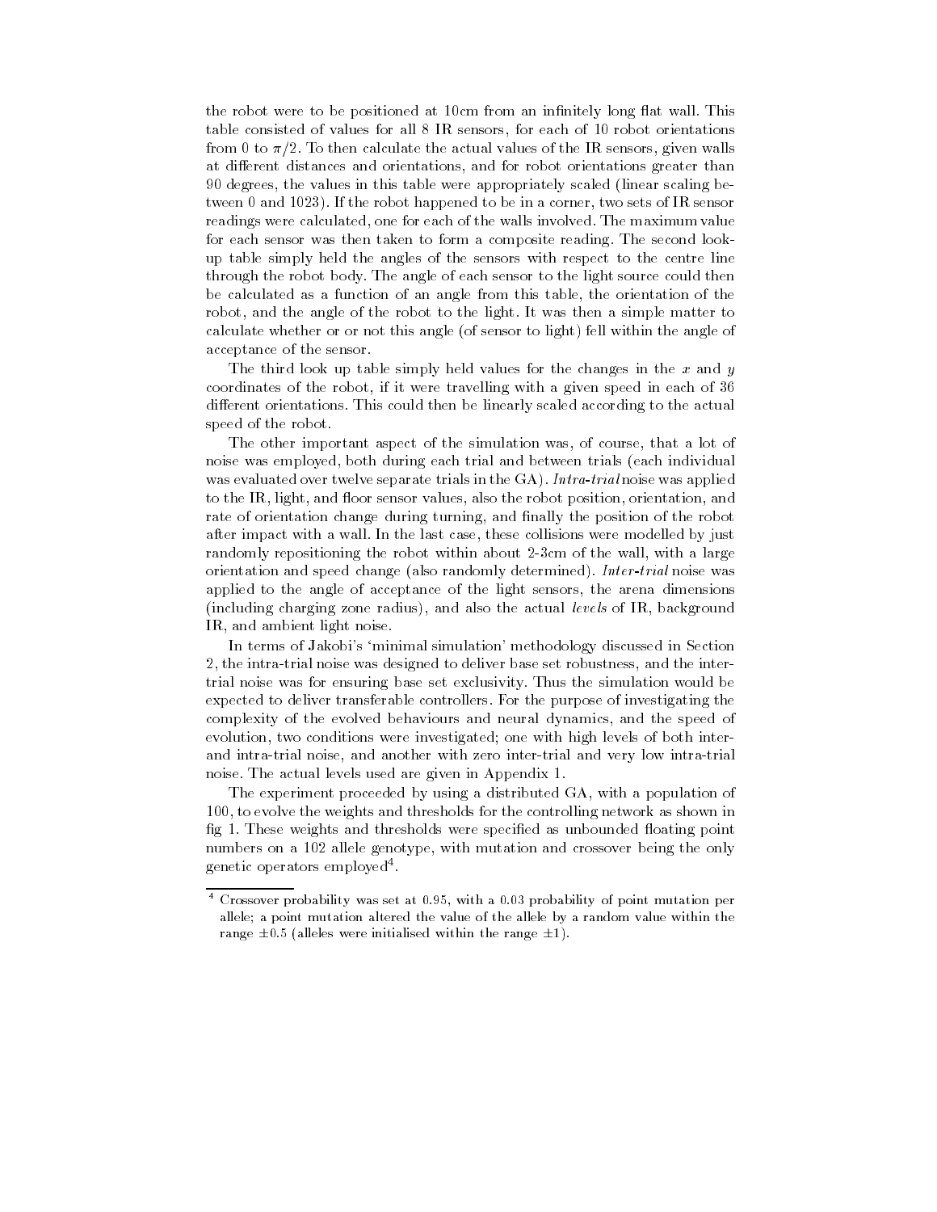the robot were to be positioned at 10cm from an infinitely long flat wall. This table consisted of values for all 8 IR sensors, for each of 10 robot orientations from 0 to $\pi/2$. To then calculate the actual values of the IR sensors, given walls at different distances and orientations, and for robot orientations greater than 90 degrees, the values in this table were appropriately scaled (linear scaling between 0 and 1023). If the robot happened to be in a corner, two sets of IR sensor readings were calculated, one for each of the walls involved. The maximum value for each sensor was then taken to form a composite reading. The second look-up table simply held the angles of the sensors with respect to the centre line through the robot body. The angle of each sensor to the light source could then be calculated as a function of an angle from this table, the orientation of the robot, and the angle of the robot to the light. It was then a simple matter to calculate whether or or not this angle (of sensor to light) fell within the angle of acceptance of the sensor.

The third look up table simply held values for the changes in the $x$ and $y$ coordinates of the robot, if it were travelling with a given speed in each of 36 different orientations. This could then be linearly scaled according to the actual speed of the robot.

The other important aspect of the simulation was, of course, that a lot of noise was employed, both during each trial and between trials (each individual was evaluated over twelve separate trials in the GA). *Intra-trial* noise was applied to the IR, light, and floor sensor values, also the robot position, orientation, and rate of orientation change during turning, and finally the position of the robot after impact with a wall. In the last case, these collisions were modelled by just randomly repositioning the robot within about 2-3cm of the wall, with a large orientation and speed change (also randomly determined). *Inter-trial* noise was applied to the angle of acceptance of the light sensors, the arena dimensions (including charging zone radius), and also the actual *levels* of IR, background IR, and ambient light noise.

In terms of Jakobi's 'minimal simulation' methodology discussed in Section 2, the intra-trial noise was designed to deliver base set robustness, and the inter-trial noise was for ensuring base set exclusivity. Thus the simulation would be expected to deliver transferable controllers. For the purpose of investigating the complexity of the evolved behaviours and neural dynamics, and the speed of evolution, two conditions were investigated; one with high levels of both inter- and intra-trial noise, and another with zero inter-trial and very low intra-trial noise. The actual levels used are given in Appendix 1.

The experiment proceeded by using a distributed GA, with a population of 100, to evolve the weights and thresholds for the controlling network as shown in fig 1. These weights and thresholds were specified as unbounded floating point numbers on a 102 allele genotype, with mutation and crossover being the only genetic operators employed[4].

---

[4] Crossover probability was set at 0.95, with a 0.03 probability of point mutation per allele; a point mutation altered the value of the allele by a random value within the range $\pm 0.5$ (alleles were initialised within the range $\pm 1$).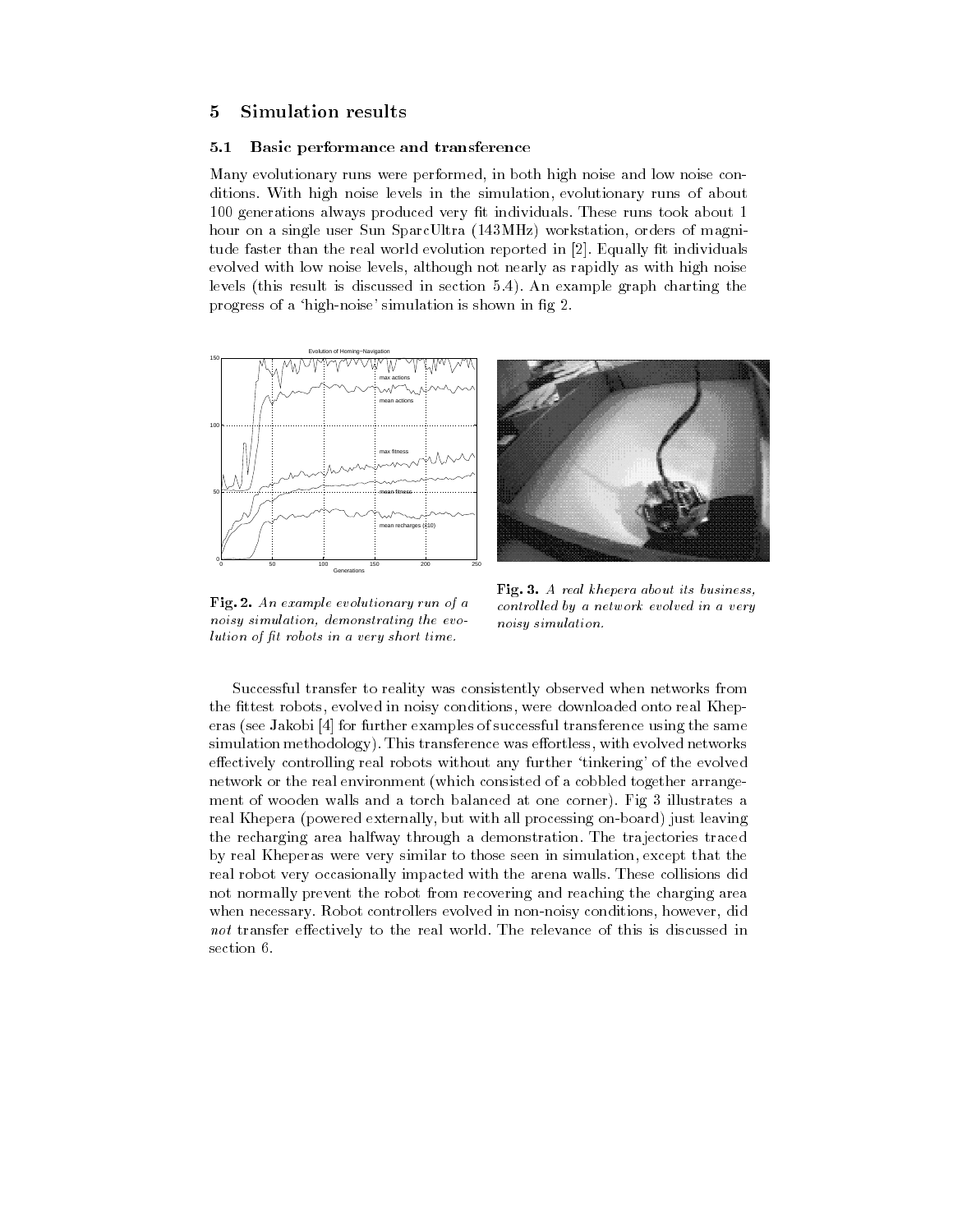## 5 Simulation results

### 5.1 Basic performance and transference

Many evolutionary runs were performed, in both high noise and low noise conditions. With high noise levels in the simulation, evolutionary runs of about 100 generations always produced very fit individuals. These runs took about 1 hour on a single user Sun SparcUltra (143MHz) workstation, orders of magnitude faster than the real world evolution reported in [2]. Equally fit individuals evolved with low noise levels, although not nearly as rapidly as with high noise levels (this result is discussed in section 5.4). An example graph charting the progress of a 'high-noise' simulation is shown in fig 2.

**Fig. 2.** *An example evolutionary run of a noisy simulation, demonstrating the evolution of fit robots in a very short time.*

**Fig. 3.** *A real khepera about its business, controlled by a network evolved in a very noisy simulation.*

Successful transfer to reality was consistently observed when networks from the fittest robots, evolved in noisy conditions, were downloaded onto real Kheperas (see Jakobi [4] for further examples of successful transference using the same simulation methodology). This transference was effortless, with evolved networks effectively controlling real robots without any further 'tinkering' of the evolved network or the real environment (which consisted of a cobbled together arrangement of wooden walls and a torch balanced at one corner). Fig 3 illustrates a real Khepera (powered externally, but with all processing on-board) just leaving the recharging area halfway through a demonstration. The trajectories traced by real Kheperas were very similar to those seen in simulation, except that the real robot very occasionally impacted with the arena walls. These collisions did not normally prevent the robot from recovering and reaching the charging area when necessary. Robot controllers evolved in non-noisy conditions, however, did *not* transfer effectively to the real world. The relevance of this is discussed in section 6.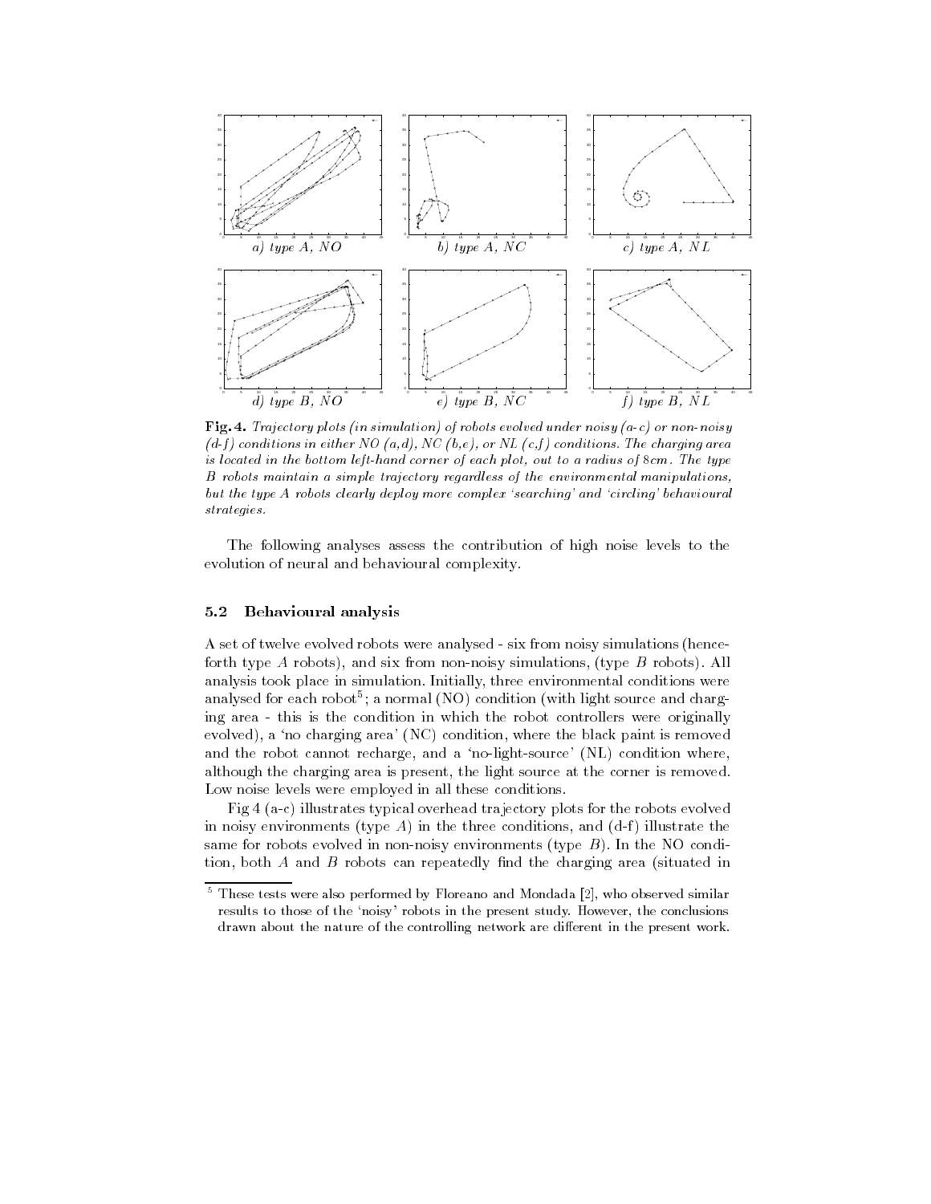a) type A, NO

b) type A, NC

c) type A, NL

d) type B, NO

e) type B, NC

f) type B, NL

**Fig. 4.** *Trajectory plots (in simulation) of robots evolved under noisy (a-c) or non-noisy (d-f) conditions in either NO (a,d), NC (b,e), or NL (c,f) conditions. The charging area is located in the bottom left-hand corner of each plot, out to a radius of 8cm. The type B robots maintain a simple trajectory regardless of the environmental manipulations, but the type A robots clearly deploy more complex 'searching' and 'circling' behavioural strategies.*

The following analyses assess the contribution of high noise levels to the evolution of neural and behavioural complexity.

### 5.2 Behavioural analysis

A set of twelve evolved robots were analysed - six from noisy simulations (henceforth type *A* robots), and six from non-noisy simulations, (type *B* robots). All analysis took place in simulation. Initially, three environmental conditions were analysed for each robot[5]; a normal (NO) condition (with light source and charging area - this is the condition in which the robot controllers were originally evolved), a 'no charging area' (NC) condition, where the black paint is removed and the robot cannot recharge, and a 'no-light-source' (NL) condition where, although the charging area is present, the light source at the corner is removed. Low noise levels were employed in all these conditions.

Fig 4 (a-c) illustrates typical overhead trajectory plots for the robots evolved in noisy environments (type *A*) in the three conditions, and (d-f) illustrate the same for robots evolved in non-noisy environments (type *B*). In the NO condition, both *A* and *B* robots can repeatedly find the charging area (situated in

[5] These tests were also performed by Floreano and Mondada [2], who observed similar results to those of the 'noisy' robots in the present study. However, the conclusions drawn about the nature of the controlling network are different in the present work.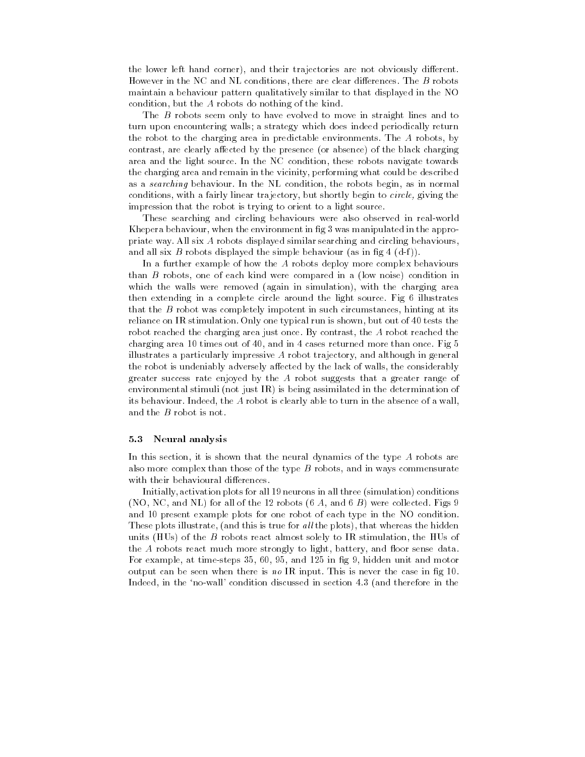the lower left hand corner), and their trajectories are not obviously different. However in the NC and NL conditions, there are clear differences. The $B$ robots maintain a behaviour pattern qualitatively similar to that displayed in the NO condition, but the $A$ robots do nothing of the kind.

The $B$ robots seem only to have evolved to move in straight lines and to turn upon encountering walls; a strategy which does indeed periodically return the robot to the charging area in predictable environments. The $A$ robots, by contrast, are clearly affected by the presence (or absence) of the black charging area and the light source. In the NC condition, these robots navigate towards the charging area and remain in the vicinity, performing what could be described as a *searching* behaviour. In the NL condition, the robots begin, as in normal conditions, with a fairly linear trajectory, but shortly begin to *circle,* giving the impression that the robot is trying to orient to a light source.

These searching and circling behaviours were also observed in real-world Khepera behaviour, when the environment in fig 3 was manipulated in the appropriate way. All six $A$ robots displayed similar searching and circling behaviours, and all six $B$ robots displayed the simple behaviour (as in fig 4 (d-f)).

In a further example of how the $A$ robots deploy more complex behaviours than $B$ robots, one of each kind were compared in a (low noise) condition in which the walls were removed (again in simulation), with the charging area then extending in a complete circle around the light source. Fig 6 illustrates that the $B$ robot was completely impotent in such circumstances, hinting at its reliance on IR stimulation. Only one typical run is shown, but out of 40 tests the robot reached the charging area just once. By contrast, the $A$ robot reached the charging area 10 times out of 40, and in 4 cases returned more than once. Fig 5 illustrates a particularly impressive $A$ robot trajectory, and although in general the robot is undeniably adversely affected by the lack of walls, the considerably greater success rate enjoyed by the $A$ robot suggests that a greater range of environmental stimuli (not just IR) is being assimilated in the determination of its behaviour. Indeed, the $A$ robot is clearly able to turn in the absence of a wall, and the $B$ robot is not.

### 5.3 Neural analysis

In this section, it is shown that the neural dynamics of the type $A$ robots are also more complex than those of the type $B$ robots, and in ways commensurate with their behavioural differences.

Initially, activation plots for all 19 neurons in all three (simulation) conditions (NO, NC, and NL) for all of the 12 robots (6 $A$, and 6 $B$) were collected. Figs 9 and 10 present example plots for one robot of each type in the NO condition. These plots illustrate, (and this is true for *all* the plots), that whereas the hidden units (HUs) of the $B$ robots react almost solely to IR stimulation, the HUs of the $A$ robots react much more strongly to light, battery, and floor sense data. For example, at time-steps 35, 60, 95, and 125 in fig 9, hidden unit and motor output can be seen when there is *no* IR input. This is never the case in fig 10. Indeed, in the 'no-wall' condition discussed in section 4.3 (and therefore in the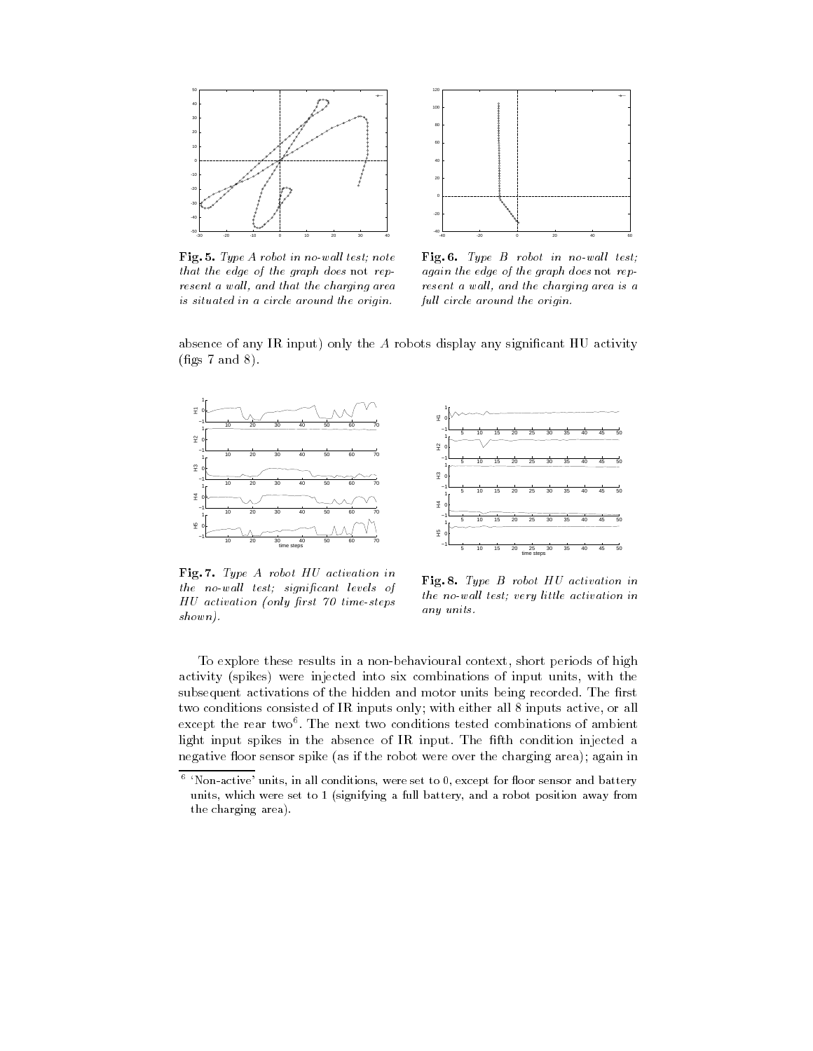**Fig. 5.** *Type A robot in no-wall test; note that the edge of the graph does* not *represent a wall, and that the charging area is situated in a circle around the origin.*

**Fig. 6.** *Type B robot in no-wall test; again the edge of the graph does* not *represent a wall, and the charging area is a full circle around the origin.*

absence of any IR input) only the *A* robots display any significant HU activity (figs 7 and 8).

**Fig. 7.** *Type A robot HU activation in the no-wall test; significant levels of HU activation (only first 70 time-steps shown).*

**Fig. 8.** *Type B robot HU activation in the no-wall test; very little activation in any units.*

To explore these results in a non-behavioural context, short periods of high activity (spikes) were injected into six combinations of input units, with the subsequent activations of the hidden and motor units being recorded. The first two conditions consisted of IR inputs only; with either all 8 inputs active, or all except the rear two[6]. The next two conditions tested combinations of ambient light input spikes in the absence of IR input. The fifth condition injected a negative floor sensor spike (as if the robot were over the charging area); again in

[6] 'Non-active' units, in all conditions, were set to 0, except for floor sensor and battery units, which were set to 1 (signifying a full battery, and a robot position away from the charging area).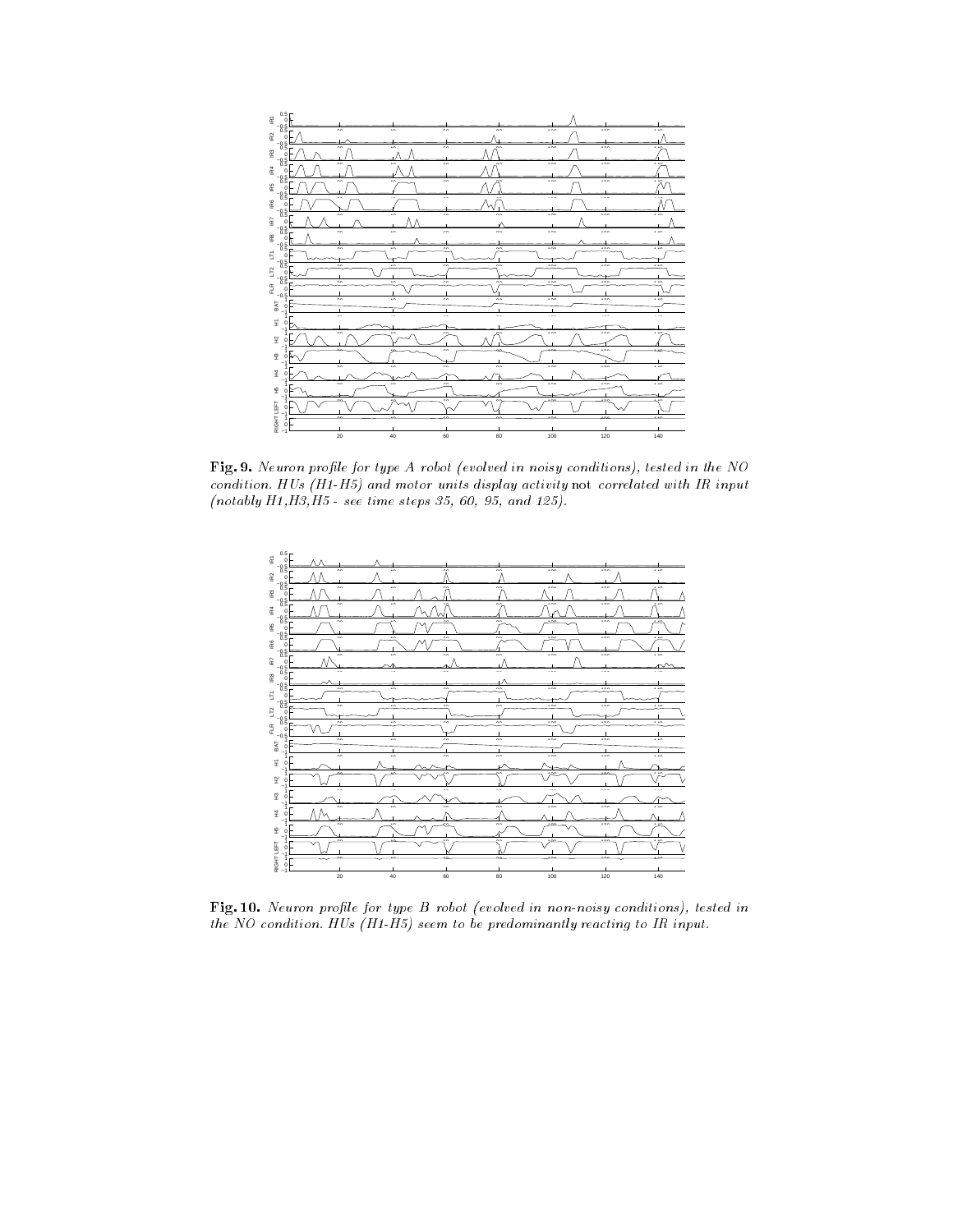**Fig. 9.** *Neuron profile for type A robot (evolved in noisy conditions), tested in the NO condition. HUs (H1-H5) and motor units display activity* not *correlated with IR input (notably H1,H3,H5 - see time steps 35, 60, 95, and 125).*

**Fig. 10.** *Neuron profile for type B robot (evolved in non-noisy conditions), tested in the NO condition. HUs (H1-H5) seem to be predominantly reacting to IR input.*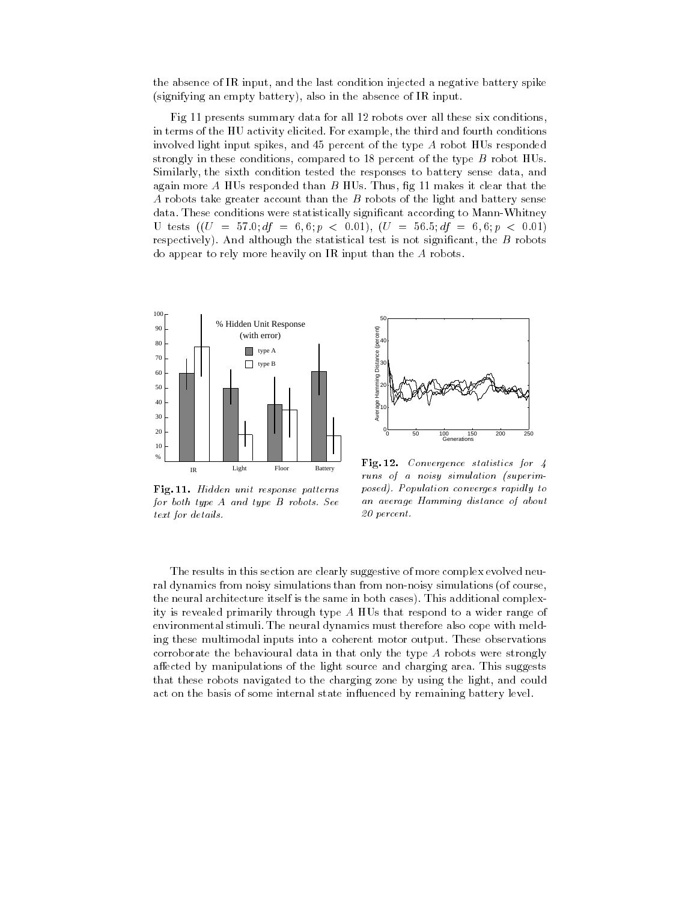the absence of IR input, and the last condition injected a negative battery spike (signifying an empty battery), also in the absence of IR input.

Fig 11 presents summary data for all 12 robots over all these six conditions, in terms of the HU activity elicited. For example, the third and fourth conditions involved light input spikes, and 45 percent of the type *A* robot HUs responded strongly in these conditions, compared to 18 percent of the type *B* robot HUs. Similarly, the sixth condition tested the responses to battery sense data, and again more *A* HUs responded than *B* HUs. Thus, fig 11 makes it clear that the *A* robots take greater account than the *B* robots of the light and battery sense data. These conditions were statistically significant according to Mann-Whitney U tests $((U = 57.0; df = 6, 6; p < 0.01)$, $(U = 56.5; df = 6, 6; p < 0.01)$ respectively). And although the statistical test is not significant, the *B* robots do appear to rely more heavily on IR input than the *A* robots.

**Fig. 11.** *Hidden unit response patterns for both type A and type B robots. See text for details.*

**Fig. 12.** *Convergence statistics for 4 runs of a noisy simulation (superimposed). Population converges rapidly to an average Hamming distance of about 20 percent.*

The results in this section are clearly suggestive of more complex evolved neural dynamics from noisy simulations than from non-noisy simulations (of course, the neural architecture itself is the same in both cases). This additional complexity is revealed primarily through type *A* HUs that respond to a wider range of environmental stimuli. The neural dynamics must therefore also cope with melding these multimodal inputs into a coherent motor output. These observations corroborate the behavioural data in that only the type *A* robots were strongly affected by manipulations of the light source and charging area. This suggests that these robots navigated to the charging zone by using the light, and could act on the basis of some internal state influenced by remaining battery level.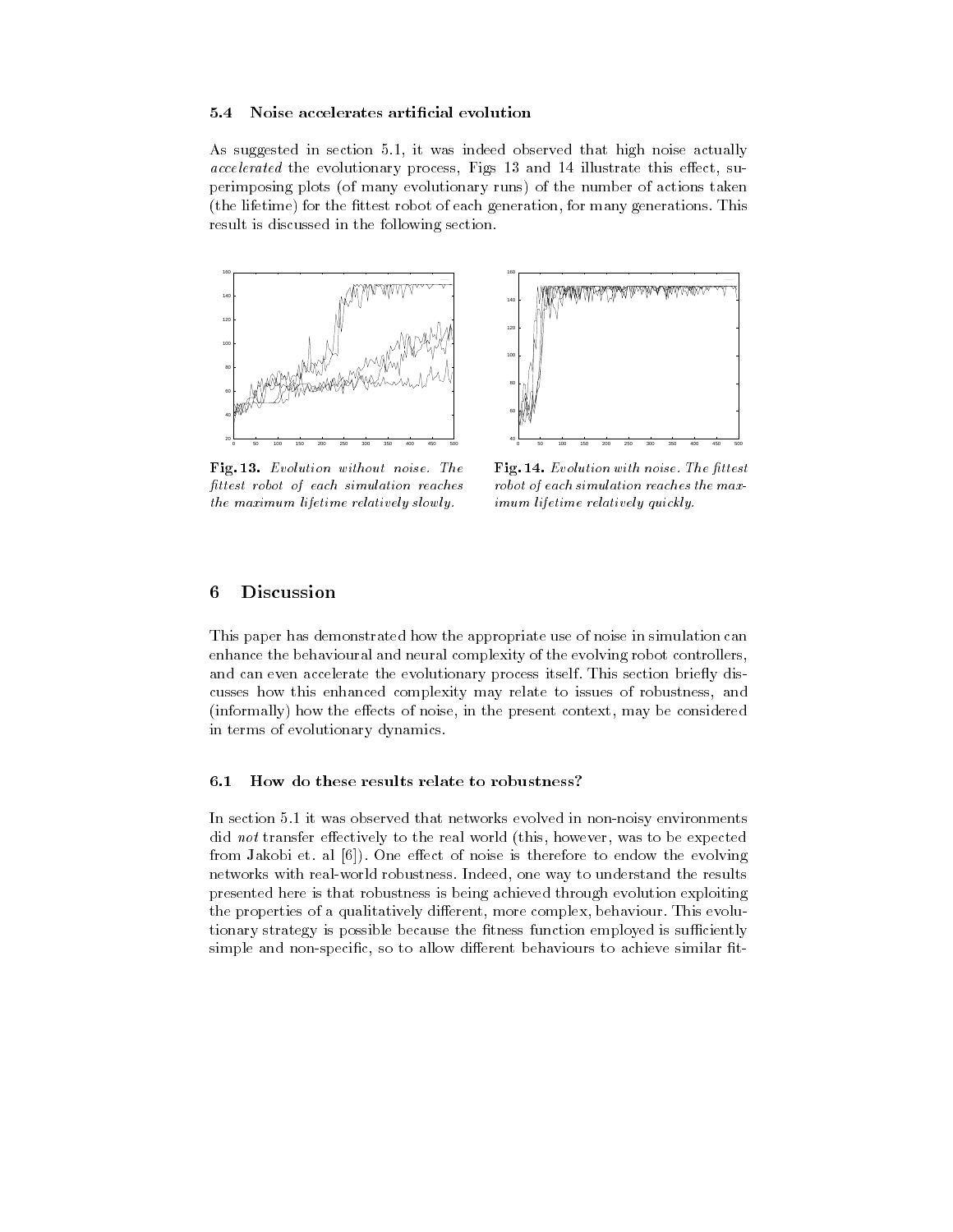### 5.4 Noise accelerates artificial evolution

As suggested in section 5.1, it was indeed observed that high noise actually *accelerated* the evolutionary process, Figs 13 and 14 illustrate this effect, superimposing plots (of many evolutionary runs) of the number of actions taken (the lifetime) for the fittest robot of each generation, for many generations. This result is discussed in the following section.

**Fig. 13.** *Evolution without noise. The fittest robot of each simulation reaches the maximum lifetime relatively slowly.*

**Fig. 14.** *Evolution with noise. The fittest robot of each simulation reaches the maximum lifetime relatively quickly.*

## 6 Discussion

This paper has demonstrated how the appropriate use of noise in simulation can enhance the behavioural and neural complexity of the evolving robot controllers, and can even accelerate the evolutionary process itself. This section briefly discusses how this enhanced complexity may relate to issues of robustness, and (informally) how the effects of noise, in the present context, may be considered in terms of evolutionary dynamics.

### 6.1 How do these results relate to robustness?

In section 5.1 it was observed that networks evolved in non-noisy environments did *not* transfer effectively to the real world (this, however, was to be expected from Jakobi et. al [6]). One effect of noise is therefore to endow the evolving networks with real-world robustness. Indeed, one way to understand the results presented here is that robustness is being achieved through evolution exploiting the properties of a qualitatively different, more complex, behaviour. This evolutionary strategy is possible because the fitness function employed is sufficiently simple and non-specific, so to allow different behaviours to achieve similar fit-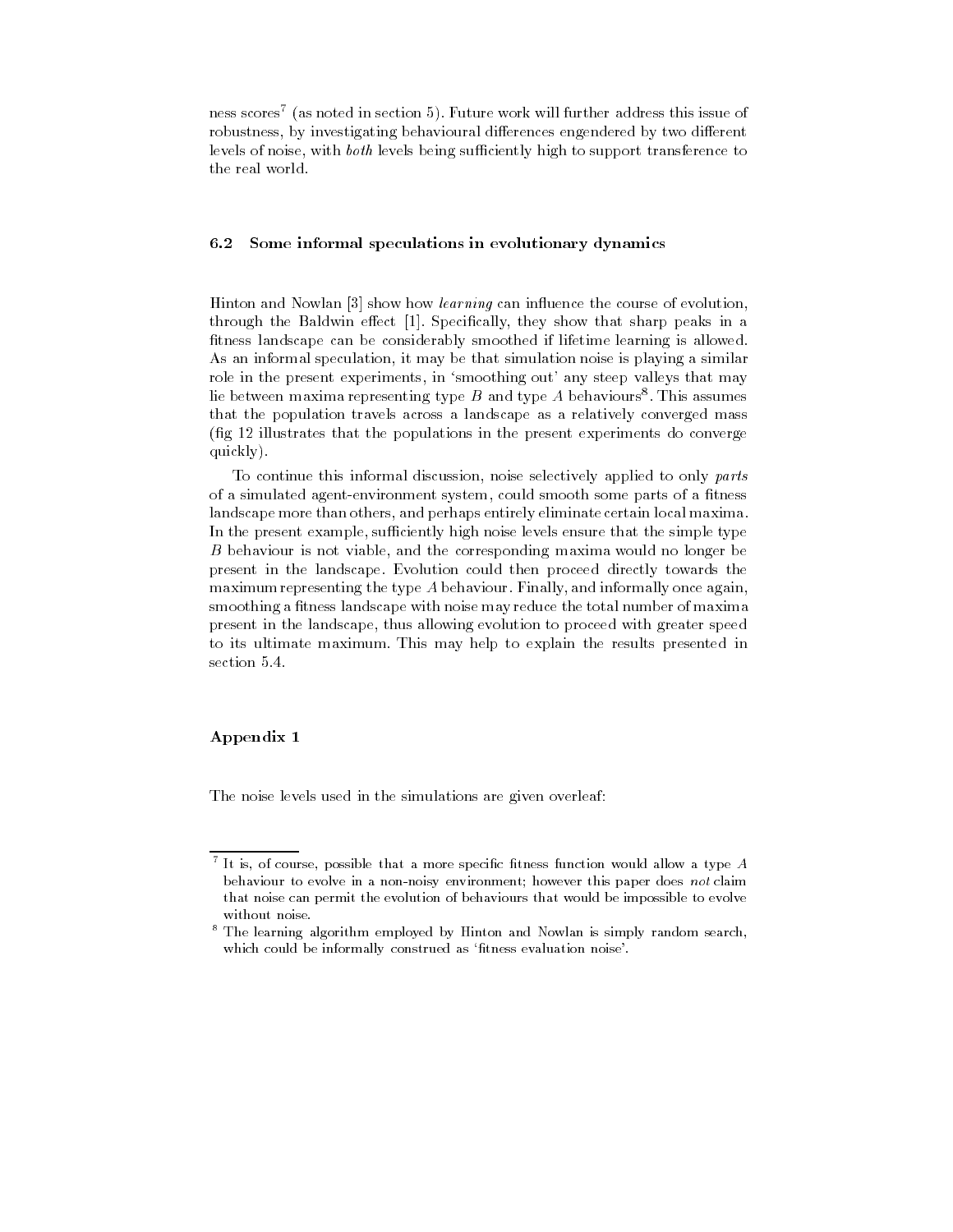ness scores[7] (as noted in section 5). Future work will further address this issue of robustness, by investigating behavioural differences engendered by two different levels of noise, with *both* levels being sufficiently high to support transference to the real world.

### 6.2 Some informal speculations in evolutionary dynamics

Hinton and Nowlan [3] show how *learning* can influence the course of evolution, through the Baldwin effect [1]. Specifically, they show that sharp peaks in a fitness landscape can be considerably smoothed if lifetime learning is allowed. As an informal speculation, it may be that simulation noise is playing a similar role in the present experiments, in 'smoothing out' any steep valleys that may lie between maxima representing type $B$ and type $A$ behaviours[8]. This assumes that the population travels across a landscape as a relatively converged mass (fig 12 illustrates that the populations in the present experiments do converge quickly).

To continue this informal discussion, noise selectively applied to only *parts* of a simulated agent-environment system, could smooth some parts of a fitness landscape more than others, and perhaps entirely eliminate certain local maxima. In the present example, sufficiently high noise levels ensure that the simple type $B$ behaviour is not viable, and the corresponding maxima would no longer be present in the landscape. Evolution could then proceed directly towards the maximum representing the type $A$ behaviour. Finally, and informally once again, smoothing a fitness landscape with noise may reduce the total number of maxima present in the landscape, thus allowing evolution to proceed with greater speed to its ultimate maximum. This may help to explain the results presented in section 5.4.

### Appendix 1

The noise levels used in the simulations are given overleaf:

---

[7] It is, of course, possible that a more specific fitness function would allow a type $A$ behaviour to evolve in a non-noisy environment; however this paper does *not* claim that noise can permit the evolution of behaviours that would be impossible to evolve without noise.

[8] The learning algorithm employed by Hinton and Nowlan is simply random search, which could be informally construed as 'fitness evaluation noise'.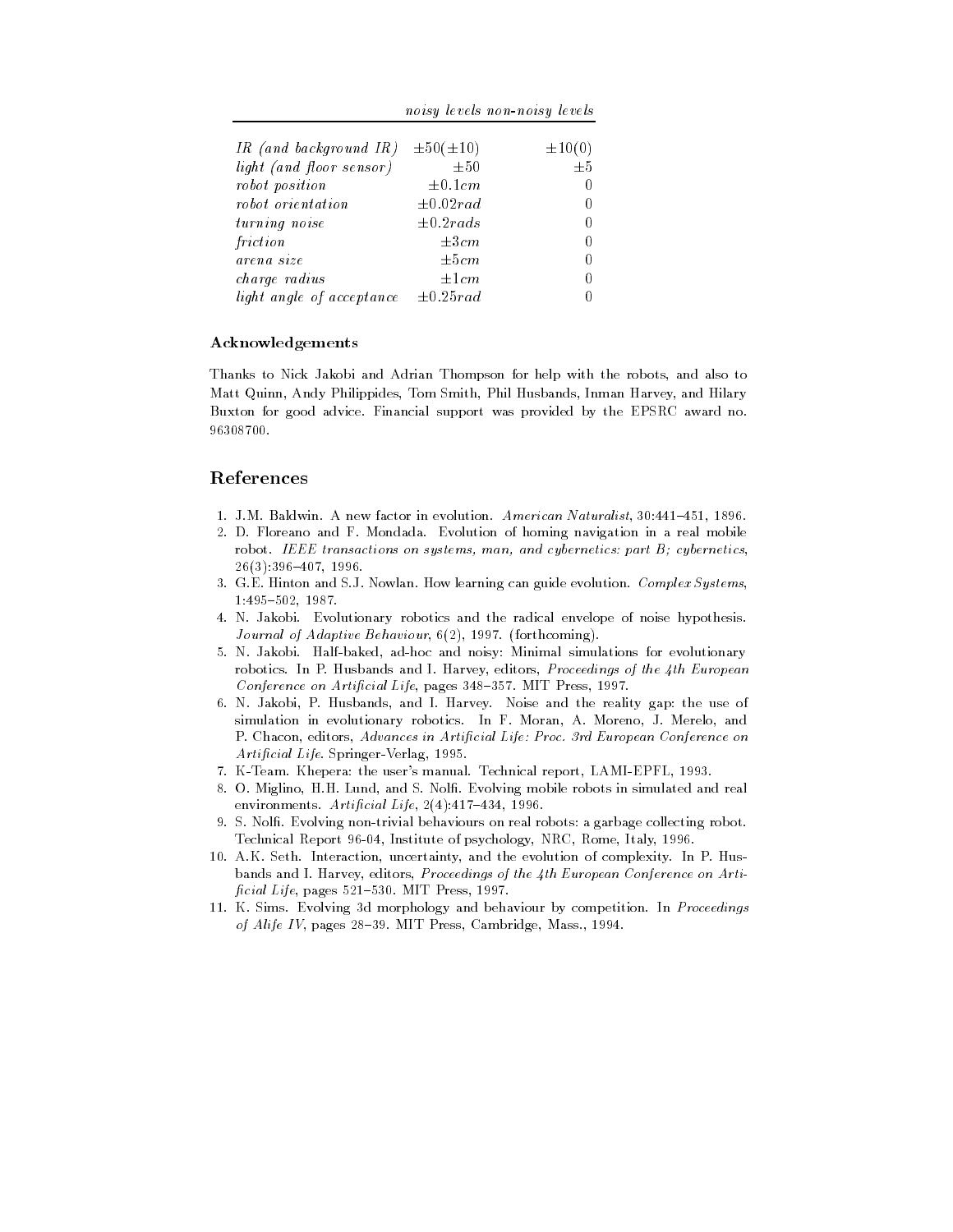| | *noisy levels* | *non-noisy levels* |
|---|---|---|
| *IR (and background IR)* | $\pm 50 (\pm 10)$ | $\pm 10(0)$ |
| *light (and floor sensor)* | $\pm 50$ | $\pm 5$ |
| *robot position* | $\pm 0.1 cm$ | 0 |
| *robot orientation* | $\pm 0.02 rad$ | 0 |
| *turning noise* | $\pm 0.2 rads$ | 0 |
| *friction* | $\pm 3 cm$ | 0 |
| *arena size* | $\pm 5 cm$ | 0 |
| *charge radius* | $\pm 1 cm$ | 0 |
| *light angle of acceptance* | $\pm 0.25 rad$ | 0 |

### Acknowledgements

Thanks to Nick Jakobi and Adrian Thompson for help with the robots, and also to Matt Quinn, Andy Philippides, Tom Smith, Phil Husbands, Inman Harvey, and Hilary Buxton for good advice. Financial support was provided by the EPSRC award no. 96308700.

## References

1. J.M. Baldwin. A new factor in evolution. *American Naturalist*, 30:441–451, 1896.
2. D. Floreano and F. Mondada. Evolution of homing navigation in a real mobile robot. *IEEE transactions on systems, man, and cybernetics: part B; cybernetics*, 26(3):396–407, 1996.
3. G.E. Hinton and S.J. Nowlan. How learning can guide evolution. *Complex Systems*, 1:495–502, 1987.
4. N. Jakobi. Evolutionary robotics and the radical envelope of noise hypothesis. *Journal of Adaptive Behaviour*, 6(2), 1997. (forthcoming).
5. N. Jakobi. Half-baked, ad-hoc and noisy: Minimal simulations for evolutionary robotics. In P. Husbands and I. Harvey, editors, *Proceedings of the 4th European Conference on Artificial Life*, pages 348–357. MIT Press, 1997.
6. N. Jakobi, P. Husbands, and I. Harvey. Noise and the reality gap: the use of simulation in evolutionary robotics. In F. Moran, A. Moreno, J. Merelo, and P. Chacon, editors, *Advances in Artificial Life: Proc. 3rd European Conference on Artificial Life*. Springer-Verlag, 1995.
7. K-Team. Khepera: the user's manual. Technical report, LAMI-EPFL, 1993.
8. O. Miglino, H.H. Lund, and S. Nolfi. Evolving mobile robots in simulated and real environments. *Artificial Life*, 2(4):417–434, 1996.
9. S. Nolfi. Evolving non-trivial behaviours on real robots: a garbage collecting robot. Technical Report 96-04, Institute of psychology, NRC, Rome, Italy, 1996.
10. A.K. Seth. Interaction, uncertainty, and the evolution of complexity. In P. Husbands and I. Harvey, editors, *Proceedings of the 4th European Conference on Artificial Life*, pages 521–530. MIT Press, 1997.
11. K. Sims. Evolving 3d morphology and behaviour by competition. In *Proceedings of Alife IV*, pages 28–39. MIT Press, Cambridge, Mass., 1994.